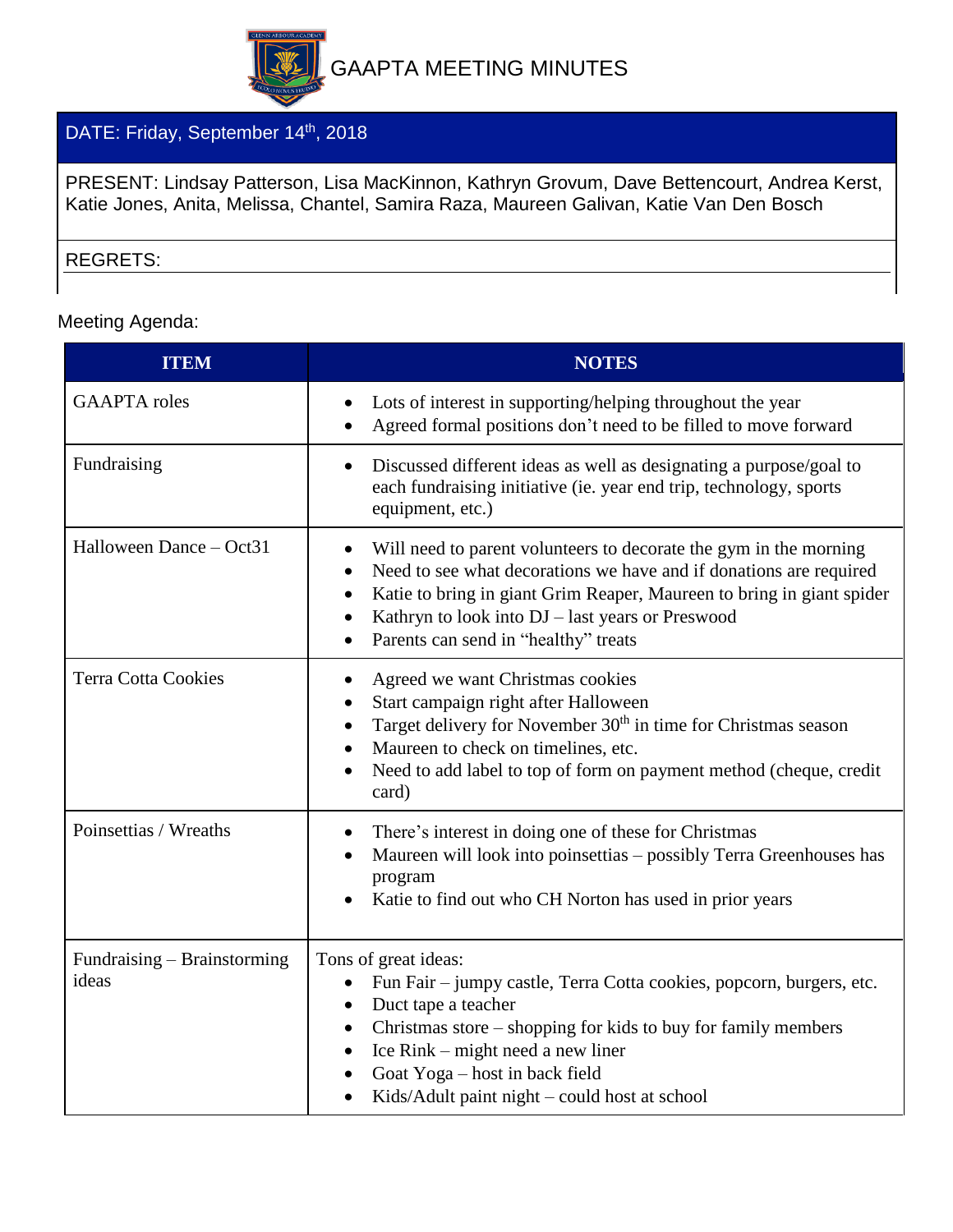# GAAPTA MEETING MINUTES

**DATE:** Friday, September 14th, 2018

**PRESENT:** Lindsay Patterson, Lisa MacKinnon, Kathryn Grovum, Dave Bettencourt, Andrea Kerst, Katie Jones, Anita, Melissa, Chantel, Samira Raza, Maureen Galivan, Katie Van Den Bosch

**REGRETS:**

Meeting Agenda:

| ITEM | NOTES |
|---|---|
| GAAPTA roles | • Lots of interest in supporting/helping throughout the year<br>• Agreed formal positions don't need to be filled to move forward |
| Fundraising | • Discussed different ideas as well as designating a purpose/goal to each fundraising initiative (ie. year end trip, technology, sports equipment, etc.) |
| Halloween Dance – Oct31 | • Will need to parent volunteers to decorate the gym in the morning<br>• Need to see what decorations we have and if donations are required<br>• Katie to bring in giant Grim Reaper, Maureen to bring in giant spider<br>• Kathryn to look into DJ – last years or Preswood<br>• Parents can send in "healthy" treats |
| Terra Cotta Cookies | • Agreed we want Christmas cookies<br>• Start campaign right after Halloween<br>• Target delivery for November 30th in time for Christmas season<br>• Maureen to check on timelines, etc.<br>• Need to add label to top of form on payment method (cheque, credit card) |
| Poinsettias / Wreaths | • There's interest in doing one of these for Christmas<br>• Maureen will look into poinsettias – possibly Terra Greenhouses has program<br>• Katie to find out who CH Norton has used in prior years |
| Fundraising – Brainstorming ideas | Tons of great ideas:<br>• Fun Fair – jumpy castle, Terra Cotta cookies, popcorn, burgers, etc.<br>• Duct tape a teacher<br>• Christmas store – shopping for kids to buy for family members<br>• Ice Rink – might need a new liner<br>• Goat Yoga – host in back field<br>• Kids/Adult paint night – could host at school |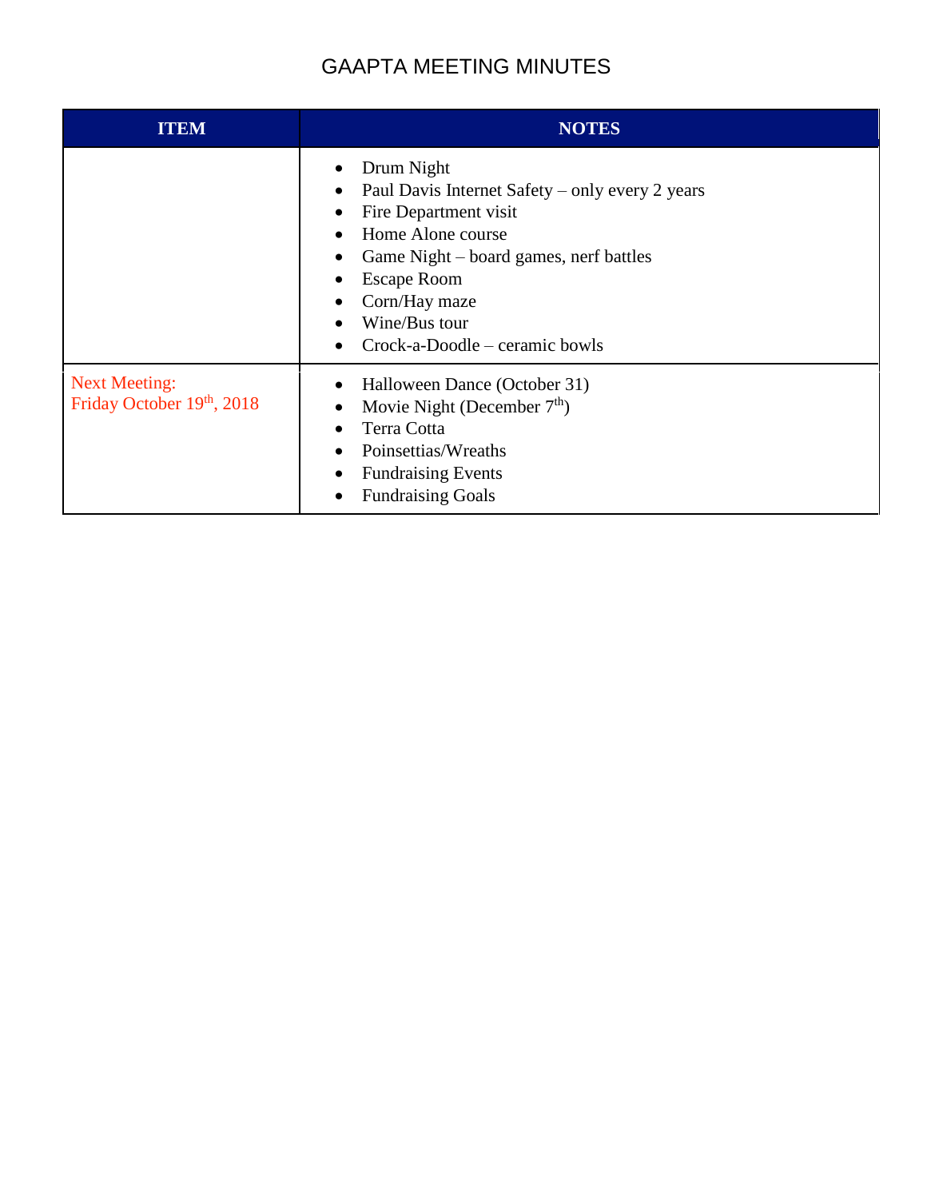# GAAPTA MEETING MINUTES

| ITEM | NOTES |
| --- | --- |
| | • Drum Night<br>• Paul Davis Internet Safety – only every 2 years<br>• Fire Department visit<br>• Home Alone course<br>• Game Night – board games, nerf battles<br>• Escape Room<br>• Corn/Hay maze<br>• Wine/Bus tour<br>• Crock-a-Doodle – ceramic bowls |
| Next Meeting:<br>Friday October 19th, 2018 | • Halloween Dance (October 31)<br>• Movie Night (December 7th)<br>• Terra Cotta<br>• Poinsettias/Wreaths<br>• Fundraising Events<br>• Fundraising Goals |